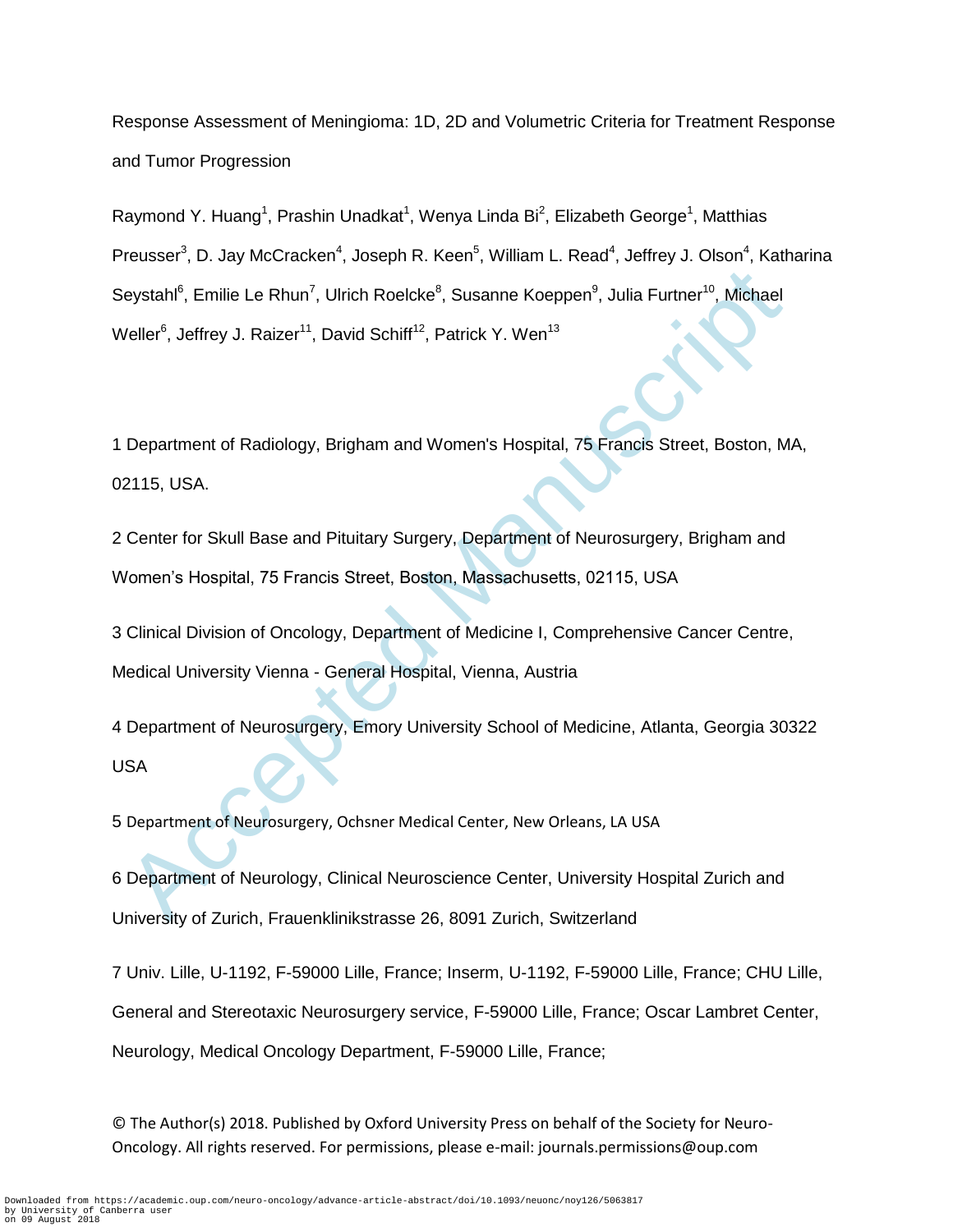# Response Assessment of Meningioma: 1D, 2D and Volumetric Criteria for Treatment Response and Tumor Progression

Raymond Y. Huang[1], Prashin Unadkat[1], Wenya Linda Bi[2], Elizabeth George[1], Matthias Preusser[3], D. Jay McCracken[4], Joseph R. Keen[5], William L. Read[4], Jeffrey J. Olson[4], Katharina Seystahl[6], Emilie Le Rhun[7], Ulrich Roelcke[8], Susanne Koeppen[9], Julia Furtner[10], Michael Weller[6], Jeffrey J. Raizer[11], David Schiff[12], Patrick Y. Wen[13]

1 Department of Radiology, Brigham and Women's Hospital, 75 Francis Street, Boston, MA, 02115, USA.

2 Center for Skull Base and Pituitary Surgery, Department of Neurosurgery, Brigham and Women's Hospital, 75 Francis Street, Boston, Massachusetts, 02115, USA

3 Clinical Division of Oncology, Department of Medicine I, Comprehensive Cancer Centre, Medical University Vienna - General Hospital, Vienna, Austria

4 Department of Neurosurgery, Emory University School of Medicine, Atlanta, Georgia 30322 USA

5 Department of Neurosurgery, Ochsner Medical Center, New Orleans, LA USA

6 Department of Neurology, Clinical Neuroscience Center, University Hospital Zurich and University of Zurich, Frauenklinikstrasse 26, 8091 Zurich, Switzerland

7 Univ. Lille, U-1192, F-59000 Lille, France; Inserm, U-1192, F-59000 Lille, France; CHU Lille, General and Stereotaxic Neurosurgery service, F-59000 Lille, France; Oscar Lambret Center, Neurology, Medical Oncology Department, F-59000 Lille, France;

© The Author(s) 2018. Published by Oxford University Press on behalf of the Society for Neuro-Oncology. All rights reserved. For permissions, please e-mail: journals.permissions@oup.com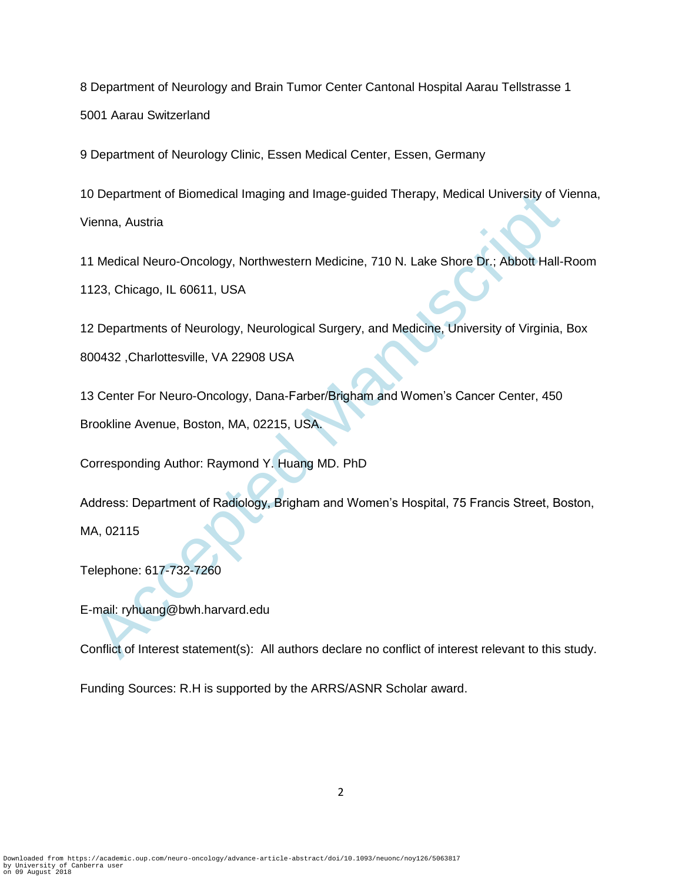8 Department of Neurology and Brain Tumor Center Cantonal Hospital Aarau Tellstrasse 1 5001 Aarau Switzerland

9 Department of Neurology Clinic, Essen Medical Center, Essen, Germany

10 Department of Biomedical Imaging and Image-guided Therapy, Medical University of Vienna, Vienna, Austria

11 Medical Neuro-Oncology, Northwestern Medicine, 710 N. Lake Shore Dr.; Abbott Hall-Room 1123, Chicago, IL 60611, USA

12 Departments of Neurology, Neurological Surgery, and Medicine, University of Virginia, Box 800432 ,Charlottesville, VA 22908 USA

13 Center For Neuro-Oncology, Dana-Farber/Brigham and Women's Cancer Center, 450 Brookline Avenue, Boston, MA, 02215, USA.

Corresponding Author: Raymond Y. Huang MD. PhD

Address: Department of Radiology, Brigham and Women's Hospital, 75 Francis Street, Boston, MA, 02115

Telephone: 617-732-7260

E-mail: ryhuang@bwh.harvard.edu

Conflict of Interest statement(s): All authors declare no conflict of interest relevant to this study.

Funding Sources: R.H is supported by the ARRS/ASNR Scholar award.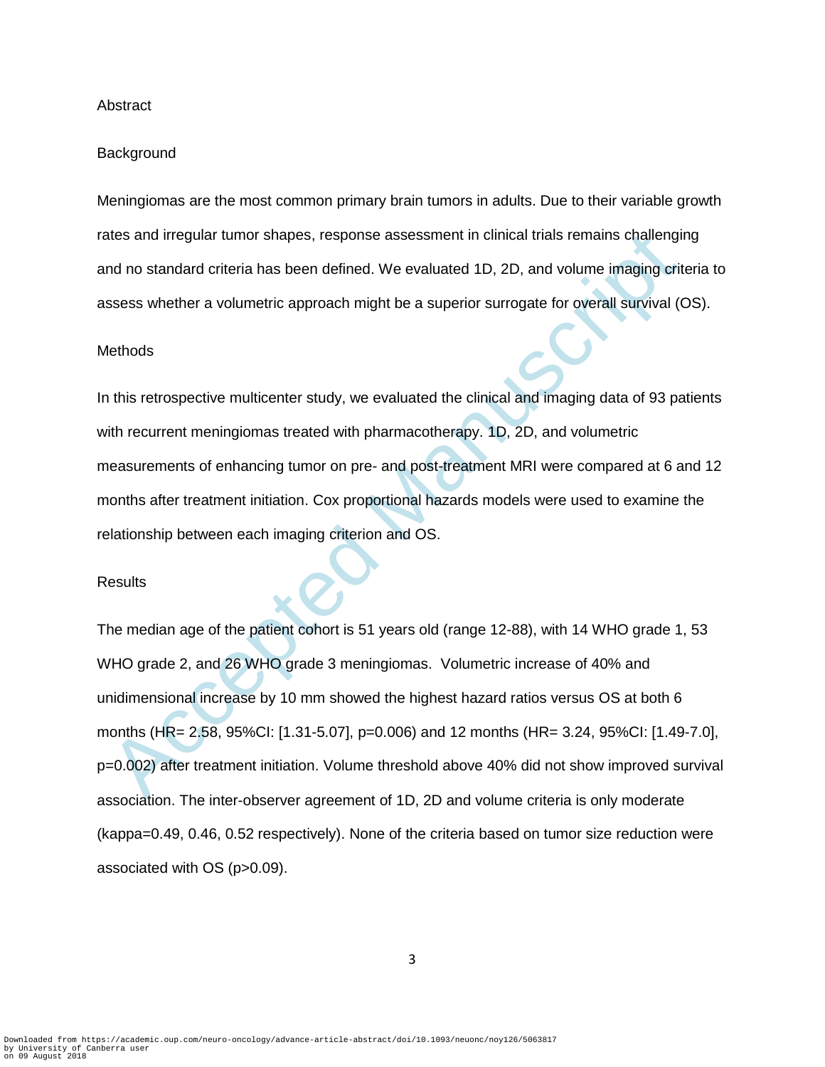## Abstract

### Background

Meningiomas are the most common primary brain tumors in adults. Due to their variable growth rates and irregular tumor shapes, response assessment in clinical trials remains challenging and no standard criteria has been defined. We evaluated 1D, 2D, and volume imaging criteria to assess whether a volumetric approach might be a superior surrogate for overall survival (OS).

### Methods

In this retrospective multicenter study, we evaluated the clinical and imaging data of 93 patients with recurrent meningiomas treated with pharmacotherapy. 1D, 2D, and volumetric measurements of enhancing tumor on pre- and post-treatment MRI were compared at 6 and 12 months after treatment initiation. Cox proportional hazards models were used to examine the relationship between each imaging criterion and OS.

### Results

The median age of the patient cohort is 51 years old (range 12-88), with 14 WHO grade 1, 53 WHO grade 2, and 26 WHO grade 3 meningiomas. Volumetric increase of 40% and unidimensional increase by 10 mm showed the highest hazard ratios versus OS at both 6 months (HR= 2.58, 95%CI: [1.31-5.07], p=0.006) and 12 months (HR= 3.24, 95%CI: [1.49-7.0], p=0.002) after treatment initiation. Volume threshold above 40% did not show improved survival association. The inter-observer agreement of 1D, 2D and volume criteria is only moderate (kappa=0.49, 0.46, 0.52 respectively). None of the criteria based on tumor size reduction were associated with OS (p>0.09).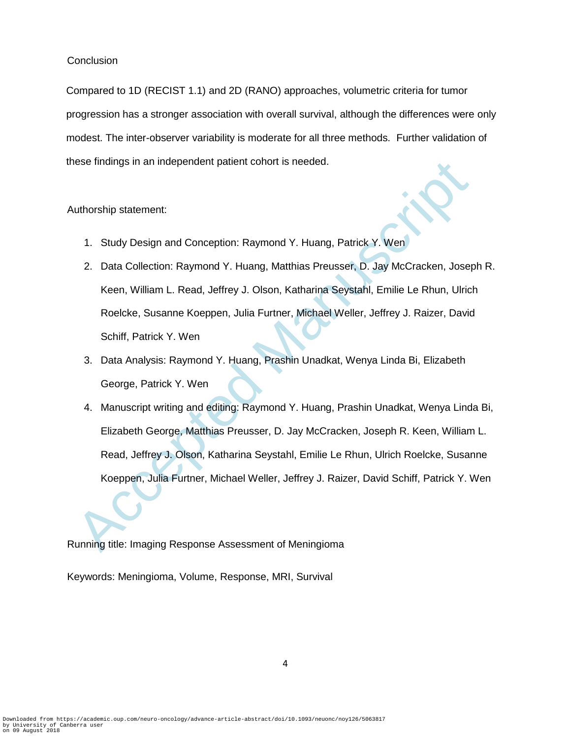Conclusion

Compared to 1D (RECIST 1.1) and 2D (RANO) approaches, volumetric criteria for tumor progression has a stronger association with overall survival, although the differences were only modest. The inter-observer variability is moderate for all three methods. Further validation of these findings in an independent patient cohort is needed.

Authorship statement:

1. Study Design and Conception: Raymond Y. Huang, Patrick Y. Wen
2. Data Collection: Raymond Y. Huang, Matthias Preusser, D. Jay McCracken, Joseph R. Keen, William L. Read, Jeffrey J. Olson, Katharina Seystahl, Emilie Le Rhun, Ulrich Roelcke, Susanne Koeppen, Julia Furtner, Michael Weller, Jeffrey J. Raizer, David Schiff, Patrick Y. Wen
3. Data Analysis: Raymond Y. Huang, Prashin Unadkat, Wenya Linda Bi, Elizabeth George, Patrick Y. Wen
4. Manuscript writing and editing: Raymond Y. Huang, Prashin Unadkat, Wenya Linda Bi, Elizabeth George, Matthias Preusser, D. Jay McCracken, Joseph R. Keen, William L. Read, Jeffrey J. Olson, Katharina Seystahl, Emilie Le Rhun, Ulrich Roelcke, Susanne Koeppen, Julia Furtner, Michael Weller, Jeffrey J. Raizer, David Schiff, Patrick Y. Wen

Running title: Imaging Response Assessment of Meningioma

Keywords: Meningioma, Volume, Response, MRI, Survival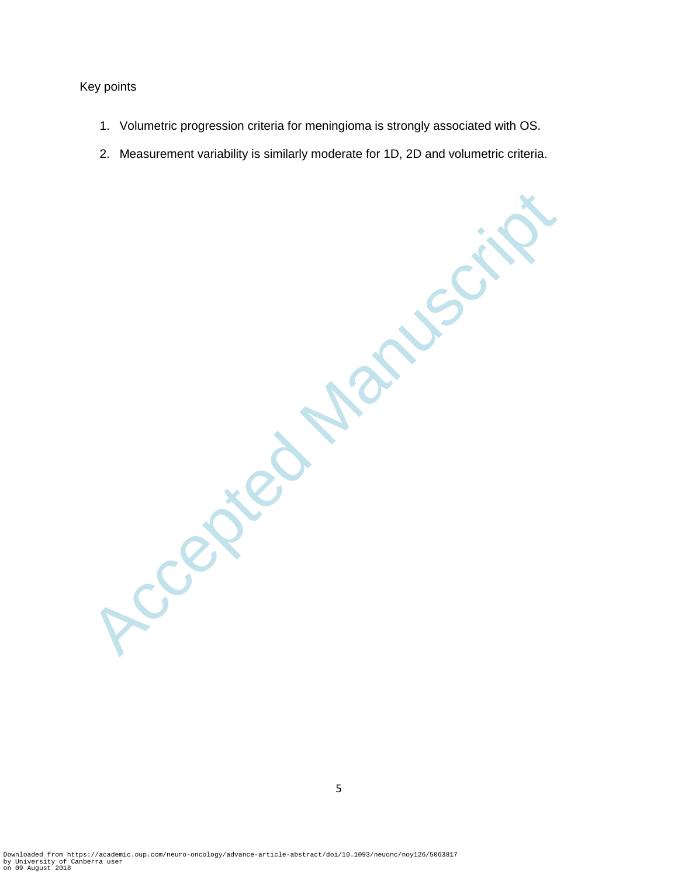Key points

1. Volumetric progression criteria for meningioma is strongly associated with OS.
2. Measurement variability is similarly moderate for 1D, 2D and volumetric criteria.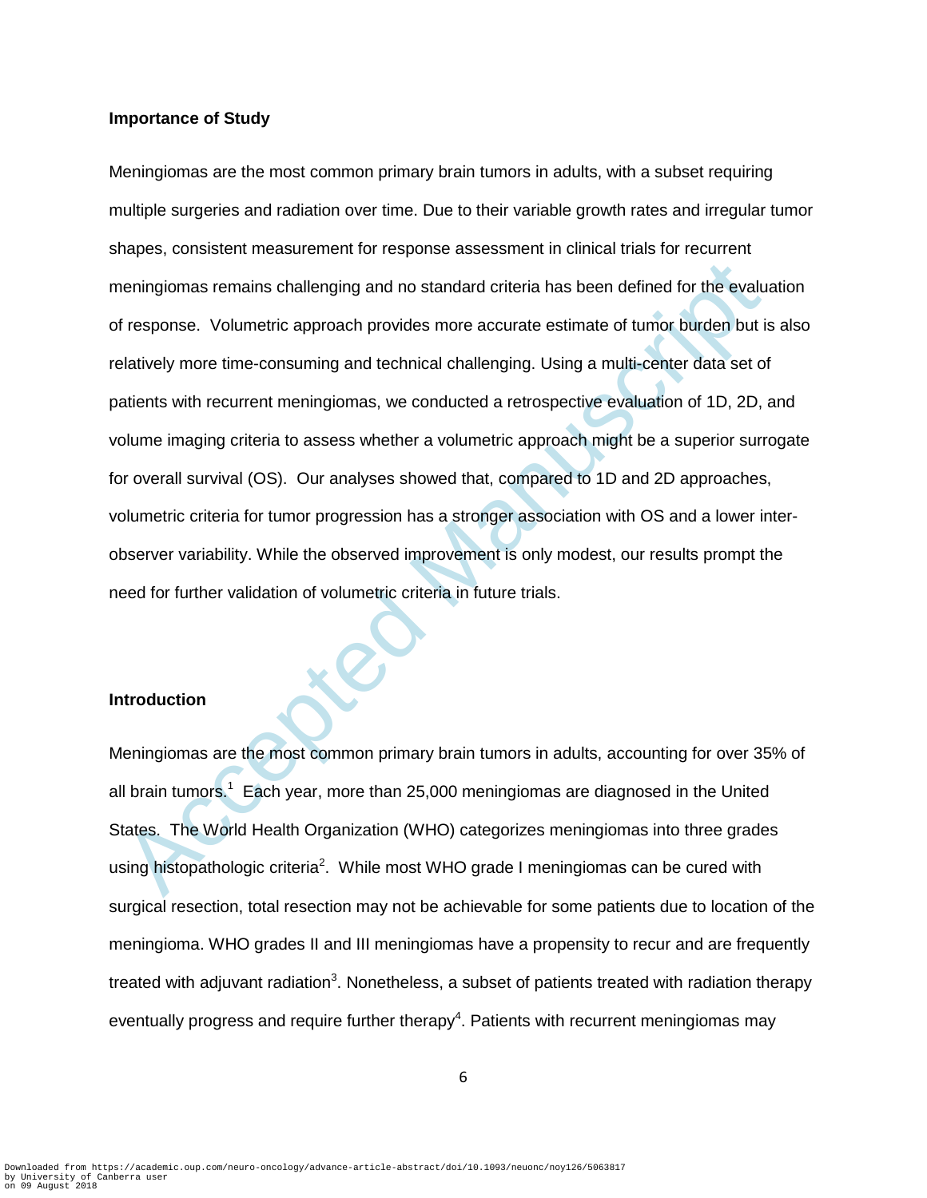**Importance of Study**

Meningiomas are the most common primary brain tumors in adults, with a subset requiring multiple surgeries and radiation over time. Due to their variable growth rates and irregular tumor shapes, consistent measurement for response assessment in clinical trials for recurrent meningiomas remains challenging and no standard criteria has been defined for the evaluation of response. Volumetric approach provides more accurate estimate of tumor burden but is also relatively more time-consuming and technical challenging. Using a multi-center data set of patients with recurrent meningiomas, we conducted a retrospective evaluation of 1D, 2D, and volume imaging criteria to assess whether a volumetric approach might be a superior surrogate for overall survival (OS). Our analyses showed that, compared to 1D and 2D approaches, volumetric criteria for tumor progression has a stronger association with OS and a lower inter-observer variability. While the observed improvement is only modest, our results prompt the need for further validation of volumetric criteria in future trials.

**Introduction**

Meningiomas are the most common primary brain tumors in adults, accounting for over 35% of all brain tumors.[1] Each year, more than 25,000 meningiomas are diagnosed in the United States. The World Health Organization (WHO) categorizes meningiomas into three grades using histopathologic criteria[2]. While most WHO grade I meningiomas can be cured with surgical resection, total resection may not be achievable for some patients due to location of the meningioma. WHO grades II and III meningiomas have a propensity to recur and are frequently treated with adjuvant radiation[3]. Nonetheless, a subset of patients treated with radiation therapy eventually progress and require further therapy[4]. Patients with recurrent meningiomas may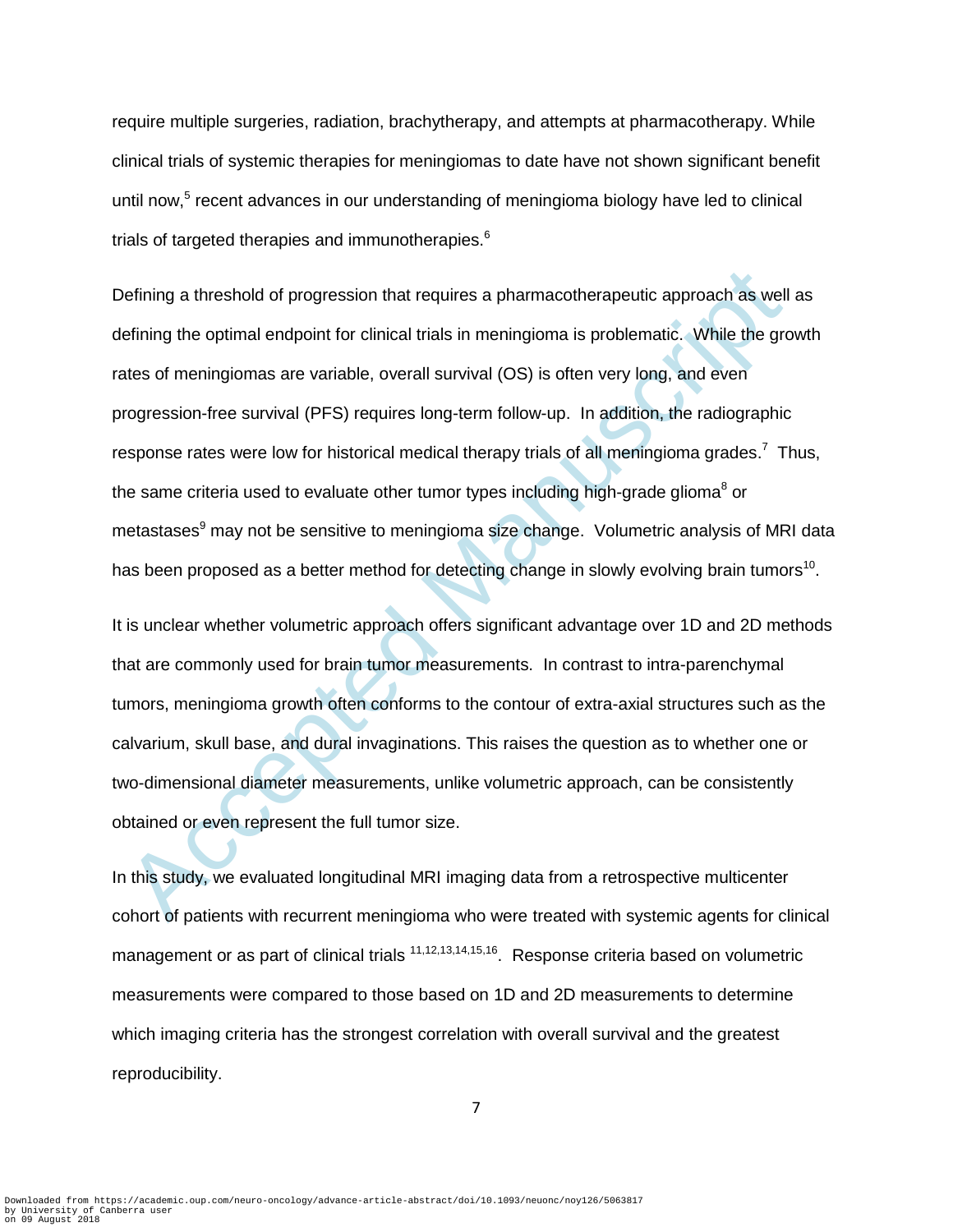require multiple surgeries, radiation, brachytherapy, and attempts at pharmacotherapy. While clinical trials of systemic therapies for meningiomas to date have not shown significant benefit until now,[5] recent advances in our understanding of meningioma biology have led to clinical trials of targeted therapies and immunotherapies.[6]

Defining a threshold of progression that requires a pharmacotherapeutic approach as well as defining the optimal endpoint for clinical trials in meningioma is problematic. While the growth rates of meningiomas are variable, overall survival (OS) is often very long, and even progression-free survival (PFS) requires long-term follow-up. In addition, the radiographic response rates were low for historical medical therapy trials of all meningioma grades.[7] Thus, the same criteria used to evaluate other tumor types including high-grade glioma[8] or metastases[9] may not be sensitive to meningioma size change. Volumetric analysis of MRI data has been proposed as a better method for detecting change in slowly evolving brain tumors[10].

It is unclear whether volumetric approach offers significant advantage over 1D and 2D methods that are commonly used for brain tumor measurements. In contrast to intra-parenchymal tumors, meningioma growth often conforms to the contour of extra-axial structures such as the calvarium, skull base, and dural invaginations. This raises the question as to whether one or two-dimensional diameter measurements, unlike volumetric approach, can be consistently obtained or even represent the full tumor size.

In this study, we evaluated longitudinal MRI imaging data from a retrospective multicenter cohort of patients with recurrent meningioma who were treated with systemic agents for clinical management or as part of clinical trials [11,12,13,14,15,16]. Response criteria based on volumetric measurements were compared to those based on 1D and 2D measurements to determine which imaging criteria has the strongest correlation with overall survival and the greatest reproducibility.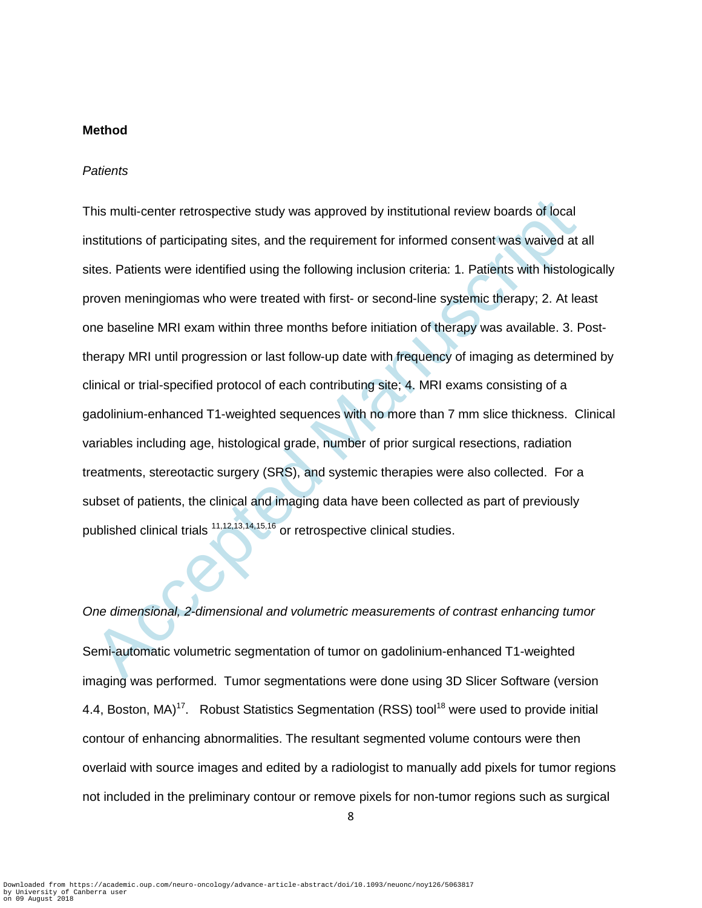**Method**

*Patients*

This multi-center retrospective study was approved by institutional review boards of local institutions of participating sites, and the requirement for informed consent was waived at all sites. Patients were identified using the following inclusion criteria: 1. Patients with histologically proven meningiomas who were treated with first- or second-line systemic therapy; 2. At least one baseline MRI exam within three months before initiation of therapy was available. 3. Post-therapy MRI until progression or last follow-up date with frequency of imaging as determined by clinical or trial-specified protocol of each contributing site; 4. MRI exams consisting of a gadolinium-enhanced T1-weighted sequences with no more than 7 mm slice thickness. Clinical variables including age, histological grade, number of prior surgical resections, radiation treatments, stereotactic surgery (SRS), and systemic therapies were also collected. For a subset of patients, the clinical and imaging data have been collected as part of previously published clinical trials [11,12,13,14,15,16] or retrospective clinical studies.

*One dimensional, 2-dimensional and volumetric measurements of contrast enhancing tumor*

Semi-automatic volumetric segmentation of tumor on gadolinium-enhanced T1-weighted imaging was performed. Tumor segmentations were done using 3D Slicer Software (version 4.4, Boston, MA)[17]. Robust Statistics Segmentation (RSS) tool[18] were used to provide initial contour of enhancing abnormalities. The resultant segmented volume contours were then overlaid with source images and edited by a radiologist to manually add pixels for tumor regions not included in the preliminary contour or remove pixels for non-tumor regions such as surgical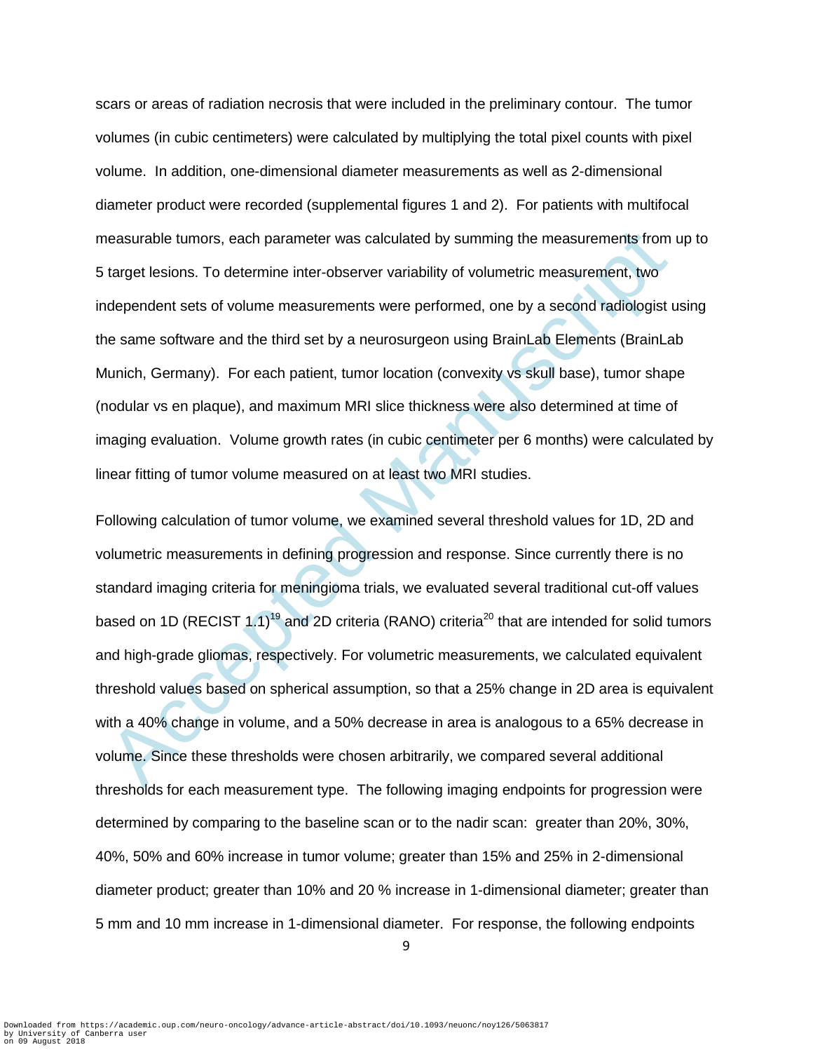scars or areas of radiation necrosis that were included in the preliminary contour. The tumor volumes (in cubic centimeters) were calculated by multiplying the total pixel counts with pixel volume. In addition, one-dimensional diameter measurements as well as 2-dimensional diameter product were recorded (supplemental figures 1 and 2). For patients with multifocal measurable tumors, each parameter was calculated by summing the measurements from up to 5 target lesions. To determine inter-observer variability of volumetric measurement, two independent sets of volume measurements were performed, one by a second radiologist using the same software and the third set by a neurosurgeon using BrainLab Elements (BrainLab Munich, Germany). For each patient, tumor location (convexity vs skull base), tumor shape (nodular vs en plaque), and maximum MRI slice thickness were also determined at time of imaging evaluation. Volume growth rates (in cubic centimeter per 6 months) were calculated by linear fitting of tumor volume measured on at least two MRI studies.

Following calculation of tumor volume, we examined several threshold values for 1D, 2D and volumetric measurements in defining progression and response. Since currently there is no standard imaging criteria for meningioma trials, we evaluated several traditional cut-off values based on 1D (RECIST 1.1)[19] and 2D criteria (RANO) criteria[20] that are intended for solid tumors and high-grade gliomas, respectively. For volumetric measurements, we calculated equivalent threshold values based on spherical assumption, so that a 25% change in 2D area is equivalent with a 40% change in volume, and a 50% decrease in area is analogous to a 65% decrease in volume. Since these thresholds were chosen arbitrarily, we compared several additional thresholds for each measurement type. The following imaging endpoints for progression were determined by comparing to the baseline scan or to the nadir scan: greater than 20%, 30%, 40%, 50% and 60% increase in tumor volume; greater than 15% and 25% in 2-dimensional diameter product; greater than 10% and 20 % increase in 1-dimensional diameter; greater than 5 mm and 10 mm increase in 1-dimensional diameter. For response, the following endpoints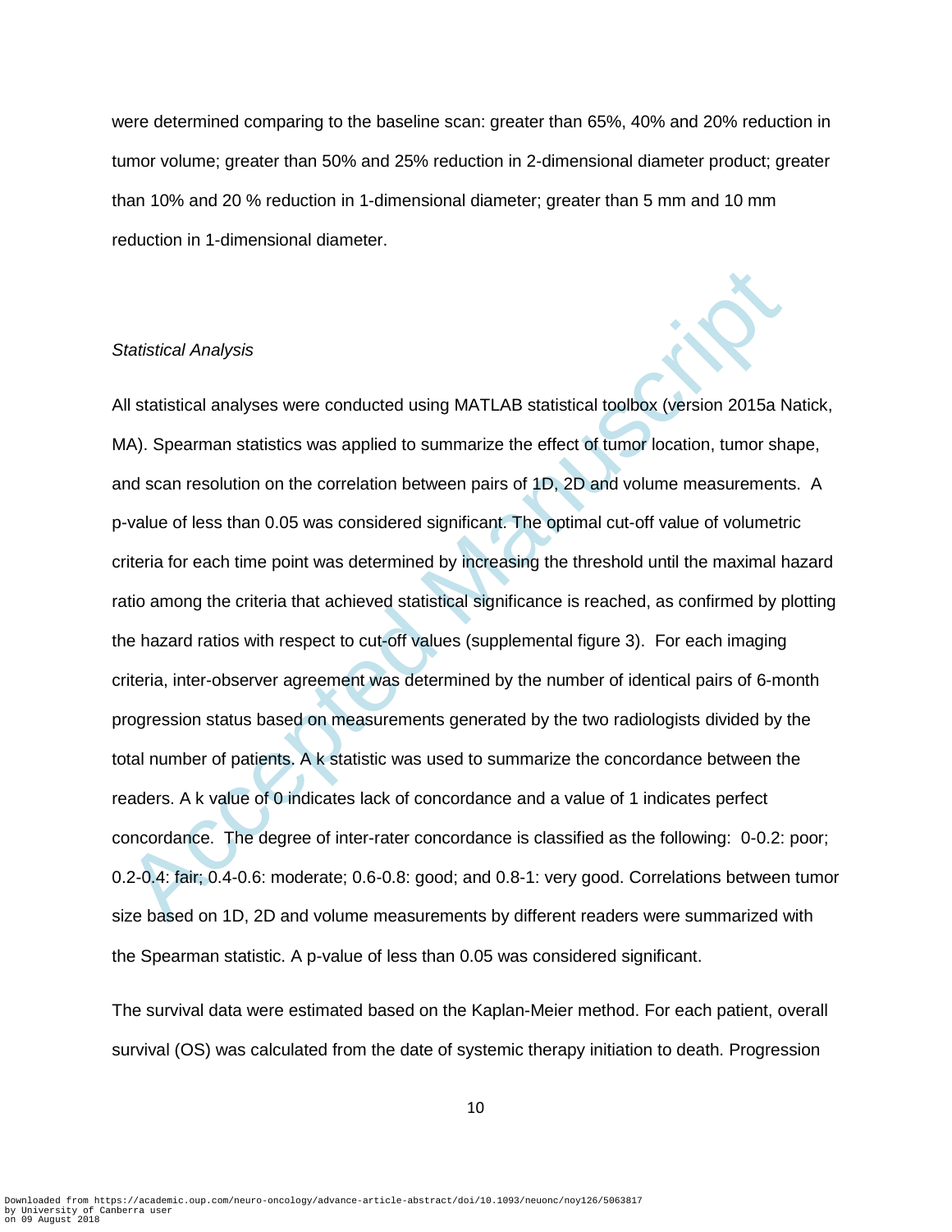were determined comparing to the baseline scan: greater than 65%, 40% and 20% reduction in tumor volume; greater than 50% and 25% reduction in 2-dimensional diameter product; greater than 10% and 20 % reduction in 1-dimensional diameter; greater than 5 mm and 10 mm reduction in 1-dimensional diameter.

*Statistical Analysis*

All statistical analyses were conducted using MATLAB statistical toolbox (version 2015a Natick, MA). Spearman statistics was applied to summarize the effect of tumor location, tumor shape, and scan resolution on the correlation between pairs of 1D, 2D and volume measurements. A p-value of less than 0.05 was considered significant. The optimal cut-off value of volumetric criteria for each time point was determined by increasing the threshold until the maximal hazard ratio among the criteria that achieved statistical significance is reached, as confirmed by plotting the hazard ratios with respect to cut-off values (supplemental figure 3). For each imaging criteria, inter-observer agreement was determined by the number of identical pairs of 6-month progression status based on measurements generated by the two radiologists divided by the total number of patients. A k statistic was used to summarize the concordance between the readers. A k value of 0 indicates lack of concordance and a value of 1 indicates perfect concordance. The degree of inter-rater concordance is classified as the following: 0-0.2: poor; 0.2-0.4: fair; 0.4-0.6: moderate; 0.6-0.8: good; and 0.8-1: very good. Correlations between tumor size based on 1D, 2D and volume measurements by different readers were summarized with the Spearman statistic. A p-value of less than 0.05 was considered significant.

The survival data were estimated based on the Kaplan-Meier method. For each patient, overall survival (OS) was calculated from the date of systemic therapy initiation to death. Progression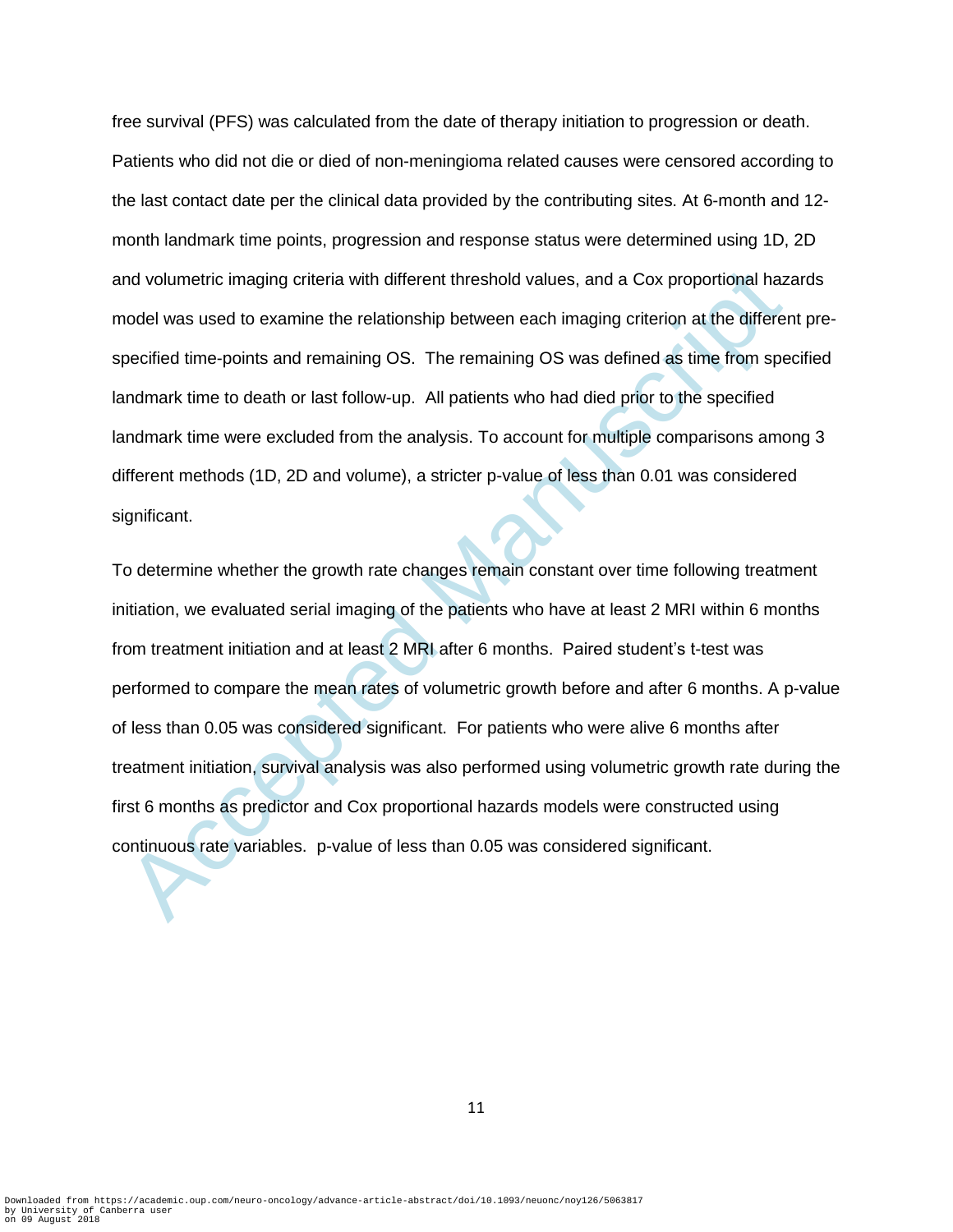free survival (PFS) was calculated from the date of therapy initiation to progression or death. Patients who did not die or died of non-meningioma related causes were censored according to the last contact date per the clinical data provided by the contributing sites. At 6-month and 12-month landmark time points, progression and response status were determined using 1D, 2D and volumetric imaging criteria with different threshold values, and a Cox proportional hazards model was used to examine the relationship between each imaging criterion at the different pre-specified time-points and remaining OS. The remaining OS was defined as time from specified landmark time to death or last follow-up. All patients who had died prior to the specified landmark time were excluded from the analysis. To account for multiple comparisons among 3 different methods (1D, 2D and volume), a stricter p-value of less than 0.01 was considered significant.

To determine whether the growth rate changes remain constant over time following treatment initiation, we evaluated serial imaging of the patients who have at least 2 MRI within 6 months from treatment initiation and at least 2 MRI after 6 months. Paired student's t-test was performed to compare the mean rates of volumetric growth before and after 6 months. A p-value of less than 0.05 was considered significant. For patients who were alive 6 months after treatment initiation, survival analysis was also performed using volumetric growth rate during the first 6 months as predictor and Cox proportional hazards models were constructed using continuous rate variables. p-value of less than 0.05 was considered significant.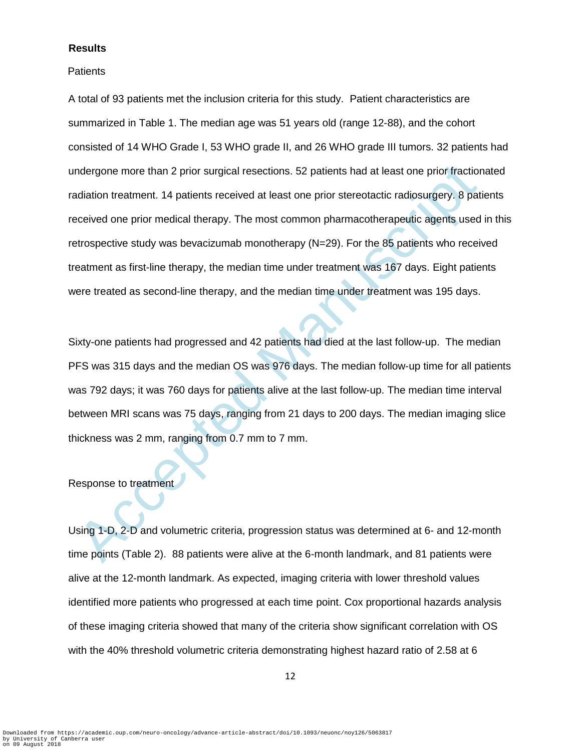## Results

### Patients

A total of 93 patients met the inclusion criteria for this study. Patient characteristics are summarized in Table 1. The median age was 51 years old (range 12-88), and the cohort consisted of 14 WHO Grade I, 53 WHO grade II, and 26 WHO grade III tumors. 32 patients had undergone more than 2 prior surgical resections. 52 patients had at least one prior fractionated radiation treatment. 14 patients received at least one prior stereotactic radiosurgery. 8 patients received one prior medical therapy. The most common pharmacotherapeutic agents used in this retrospective study was bevacizumab monotherapy (N=29). For the 85 patients who received treatment as first-line therapy, the median time under treatment was 167 days. Eight patients were treated as second-line therapy, and the median time under treatment was 195 days.

Sixty-one patients had progressed and 42 patients had died at the last follow-up. The median PFS was 315 days and the median OS was 976 days. The median follow-up time for all patients was 792 days; it was 760 days for patients alive at the last follow-up. The median time interval between MRI scans was 75 days, ranging from 21 days to 200 days. The median imaging slice thickness was 2 mm, ranging from 0.7 mm to 7 mm.

### Response to treatment

Using 1-D, 2-D and volumetric criteria, progression status was determined at 6- and 12-month time points (Table 2). 88 patients were alive at the 6-month landmark, and 81 patients were alive at the 12-month landmark. As expected, imaging criteria with lower threshold values identified more patients who progressed at each time point. Cox proportional hazards analysis of these imaging criteria showed that many of the criteria show significant correlation with OS with the 40% threshold volumetric criteria demonstrating highest hazard ratio of 2.58 at 6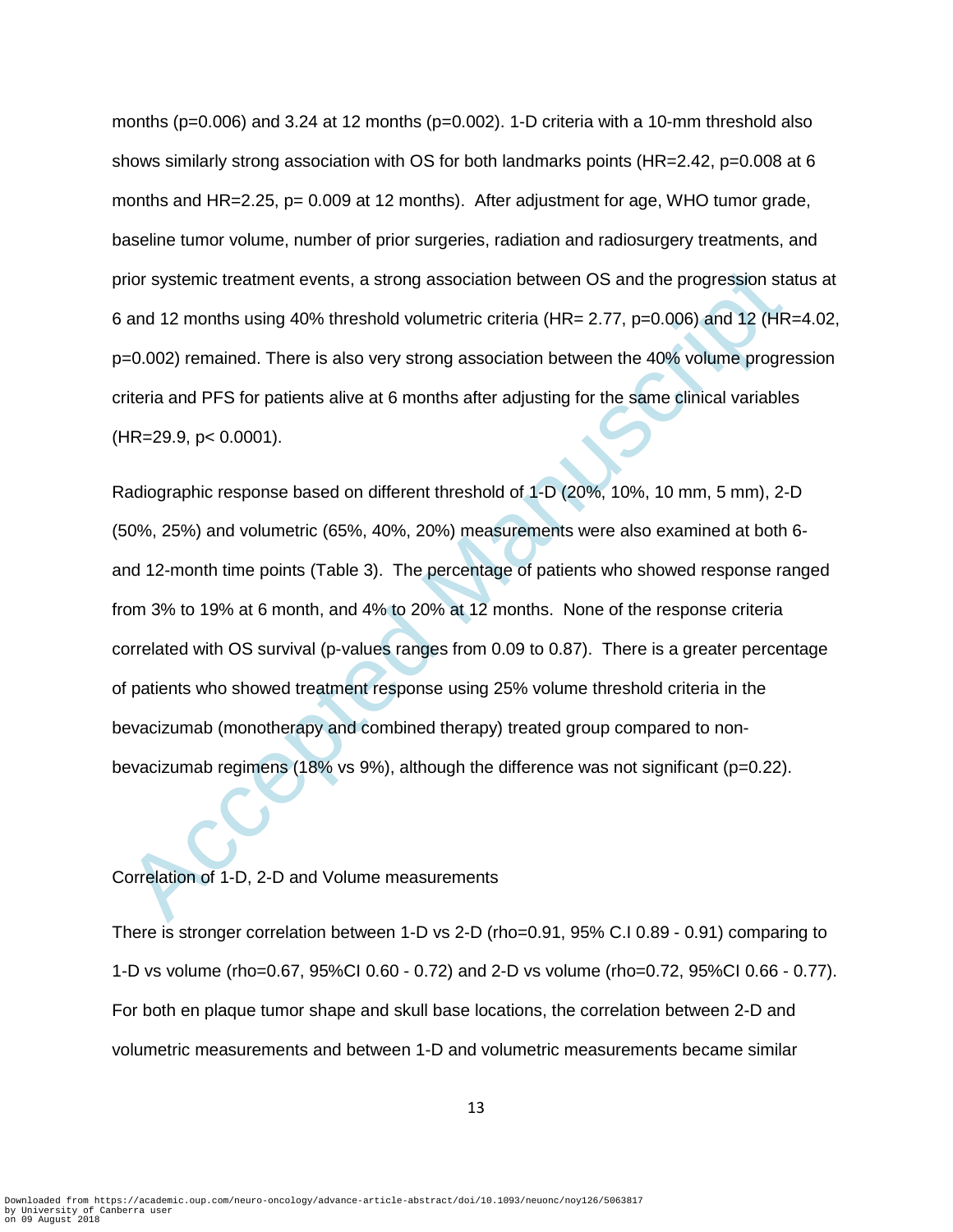months (p=0.006) and 3.24 at 12 months (p=0.002). 1-D criteria with a 10-mm threshold also shows similarly strong association with OS for both landmarks points (HR=2.42, p=0.008 at 6 months and HR=2.25, p= 0.009 at 12 months). After adjustment for age, WHO tumor grade, baseline tumor volume, number of prior surgeries, radiation and radiosurgery treatments, and prior systemic treatment events, a strong association between OS and the progression status at 6 and 12 months using 40% threshold volumetric criteria (HR= 2.77, p=0.006) and 12 (HR=4.02, p=0.002) remained. There is also very strong association between the 40% volume progression criteria and PFS for patients alive at 6 months after adjusting for the same clinical variables (HR=29.9, p< 0.0001).

Radiographic response based on different threshold of 1-D (20%, 10%, 10 mm, 5 mm), 2-D (50%, 25%) and volumetric (65%, 40%, 20%) measurements were also examined at both 6- and 12-month time points (Table 3). The percentage of patients who showed response ranged from 3% to 19% at 6 month, and 4% to 20% at 12 months. None of the response criteria correlated with OS survival (p-values ranges from 0.09 to 0.87). There is a greater percentage of patients who showed treatment response using 25% volume threshold criteria in the bevacizumab (monotherapy and combined therapy) treated group compared to non-bevacizumab regimens (18% vs 9%), although the difference was not significant (p=0.22).

Correlation of 1-D, 2-D and Volume measurements

There is stronger correlation between 1-D vs 2-D (rho=0.91, 95% C.I 0.89 - 0.91) comparing to 1-D vs volume (rho=0.67, 95%CI 0.60 - 0.72) and 2-D vs volume (rho=0.72, 95%CI 0.66 - 0.77). For both en plaque tumor shape and skull base locations, the correlation between 2-D and volumetric measurements and between 1-D and volumetric measurements became similar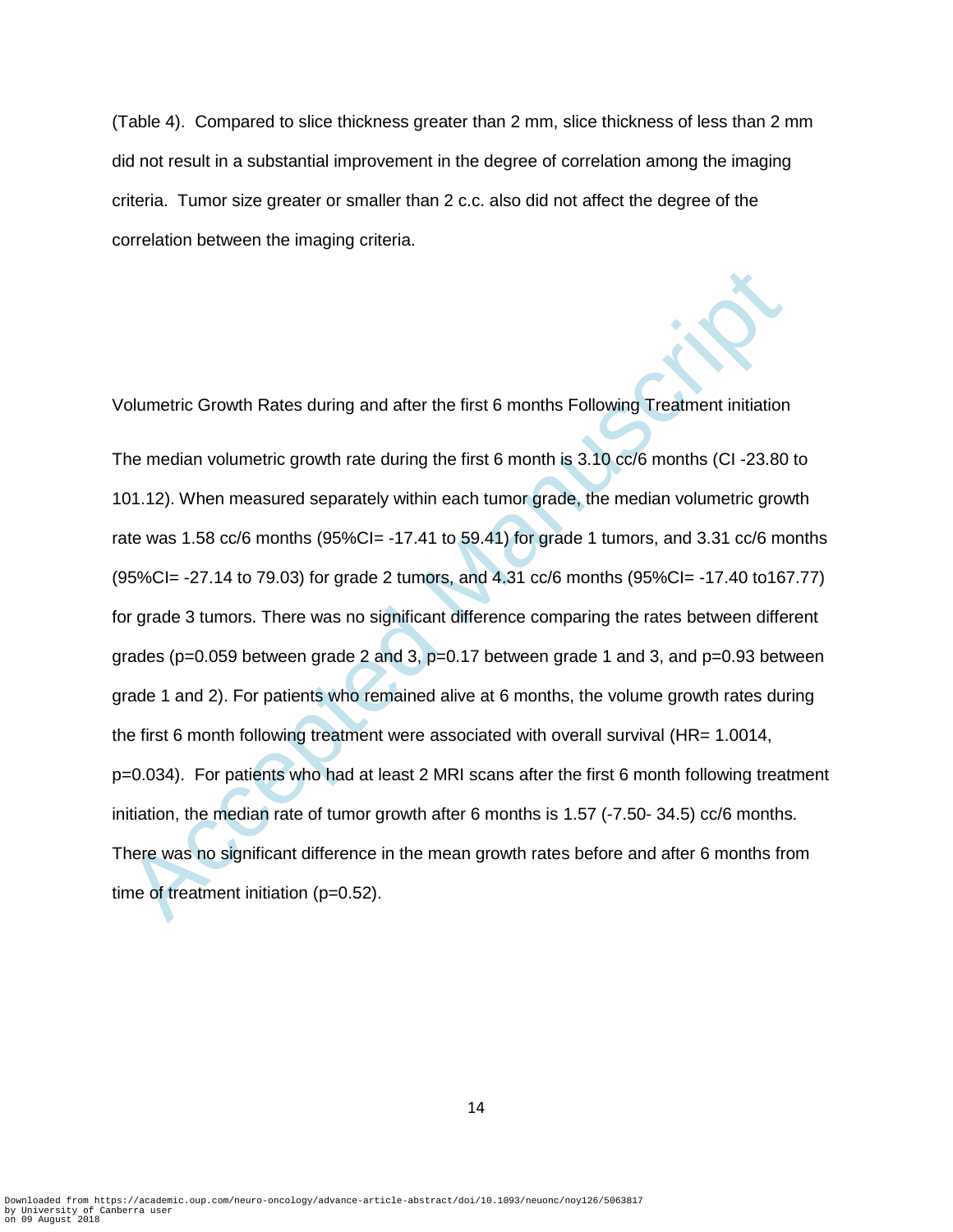(Table 4). Compared to slice thickness greater than 2 mm, slice thickness of less than 2 mm did not result in a substantial improvement in the degree of correlation among the imaging criteria. Tumor size greater or smaller than 2 c.c. also did not affect the degree of the correlation between the imaging criteria.

Volumetric Growth Rates during and after the first 6 months Following Treatment initiation

The median volumetric growth rate during the first 6 month is 3.10 cc/6 months (CI -23.80 to 101.12). When measured separately within each tumor grade, the median volumetric growth rate was 1.58 cc/6 months (95%CI= -17.41 to 59.41) for grade 1 tumors, and 3.31 cc/6 months (95%CI= -27.14 to 79.03) for grade 2 tumors, and 4.31 cc/6 months (95%CI= -17.40 to167.77) for grade 3 tumors. There was no significant difference comparing the rates between different grades (p=0.059 between grade 2 and 3, p=0.17 between grade 1 and 3, and p=0.93 between grade 1 and 2). For patients who remained alive at 6 months, the volume growth rates during the first 6 month following treatment were associated with overall survival (HR= 1.0014, p=0.034). For patients who had at least 2 MRI scans after the first 6 month following treatment initiation, the median rate of tumor growth after 6 months is 1.57 (-7.50- 34.5) cc/6 months. There was no significant difference in the mean growth rates before and after 6 months from time of treatment initiation (p=0.52).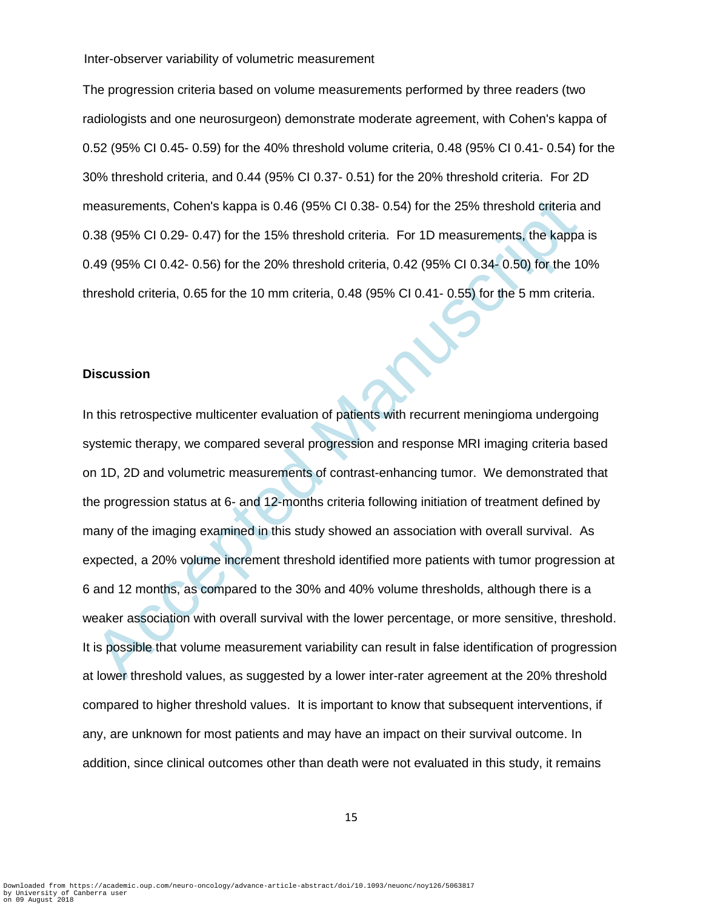Inter-observer variability of volumetric measurement

The progression criteria based on volume measurements performed by three readers (two radiologists and one neurosurgeon) demonstrate moderate agreement, with Cohen's kappa of 0.52 (95% CI 0.45- 0.59) for the 40% threshold volume criteria, 0.48 (95% CI 0.41- 0.54) for the 30% threshold criteria, and 0.44 (95% CI 0.37- 0.51) for the 20% threshold criteria. For 2D measurements, Cohen's kappa is 0.46 (95% CI 0.38- 0.54) for the 25% threshold criteria and 0.38 (95% CI 0.29- 0.47) for the 15% threshold criteria. For 1D measurements, the kappa is 0.49 (95% CI 0.42- 0.56) for the 20% threshold criteria, 0.42 (95% CI 0.34- 0.50) for the 10% threshold criteria, 0.65 for the 10 mm criteria, 0.48 (95% CI 0.41- 0.55) for the 5 mm criteria.

## Discussion

In this retrospective multicenter evaluation of patients with recurrent meningioma undergoing systemic therapy, we compared several progression and response MRI imaging criteria based on 1D, 2D and volumetric measurements of contrast-enhancing tumor. We demonstrated that the progression status at 6- and 12-months criteria following initiation of treatment defined by many of the imaging examined in this study showed an association with overall survival. As expected, a 20% volume increment threshold identified more patients with tumor progression at 6 and 12 months, as compared to the 30% and 40% volume thresholds, although there is a weaker association with overall survival with the lower percentage, or more sensitive, threshold. It is possible that volume measurement variability can result in false identification of progression at lower threshold values, as suggested by a lower inter-rater agreement at the 20% threshold compared to higher threshold values. It is important to know that subsequent interventions, if any, are unknown for most patients and may have an impact on their survival outcome. In addition, since clinical outcomes other than death were not evaluated in this study, it remains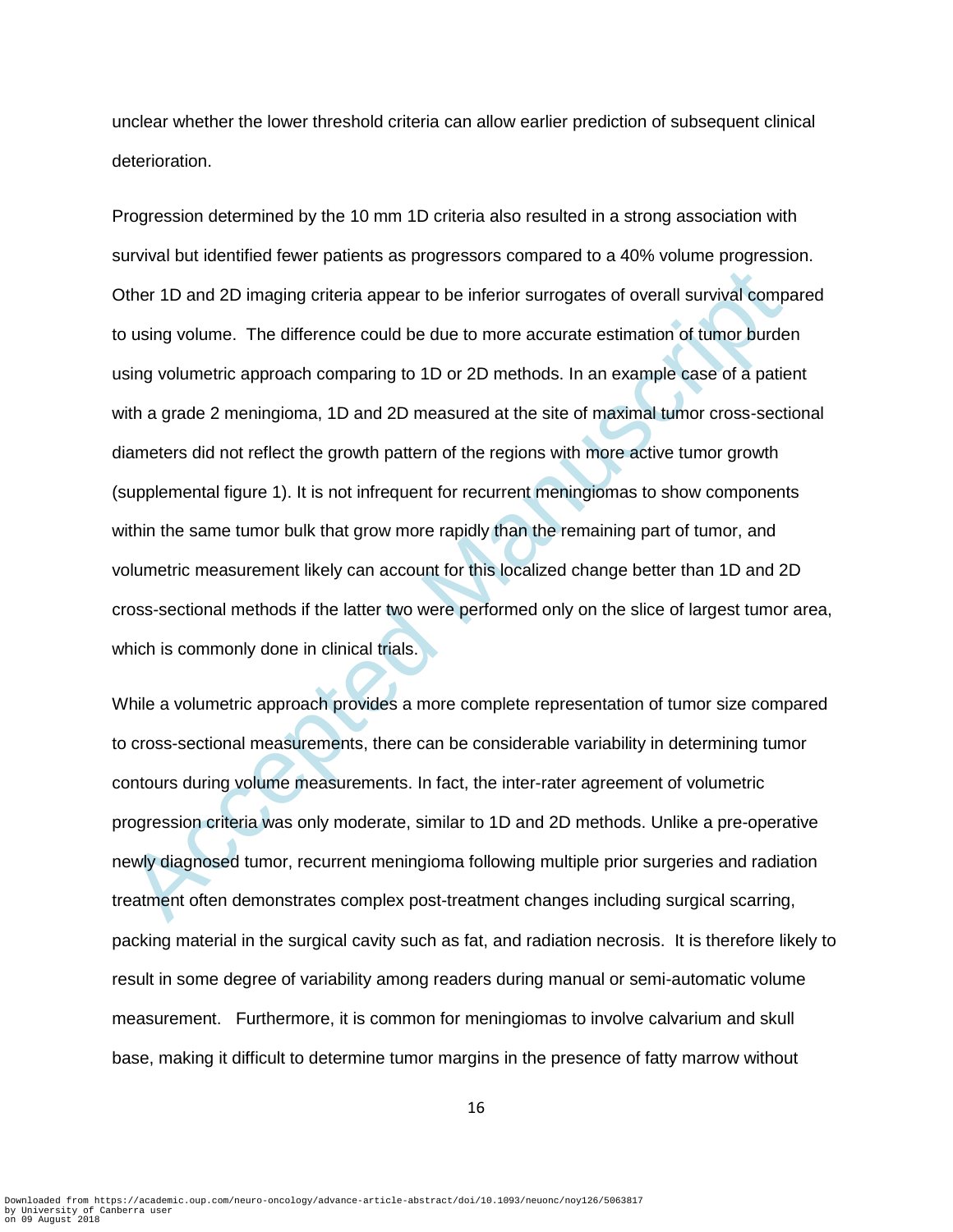unclear whether the lower threshold criteria can allow earlier prediction of subsequent clinical deterioration.

Progression determined by the 10 mm 1D criteria also resulted in a strong association with survival but identified fewer patients as progressors compared to a 40% volume progression. Other 1D and 2D imaging criteria appear to be inferior surrogates of overall survival compared to using volume. The difference could be due to more accurate estimation of tumor burden using volumetric approach comparing to 1D or 2D methods. In an example case of a patient with a grade 2 meningioma, 1D and 2D measured at the site of maximal tumor cross-sectional diameters did not reflect the growth pattern of the regions with more active tumor growth (supplemental figure 1). It is not infrequent for recurrent meningiomas to show components within the same tumor bulk that grow more rapidly than the remaining part of tumor, and volumetric measurement likely can account for this localized change better than 1D and 2D cross-sectional methods if the latter two were performed only on the slice of largest tumor area, which is commonly done in clinical trials.

While a volumetric approach provides a more complete representation of tumor size compared to cross-sectional measurements, there can be considerable variability in determining tumor contours during volume measurements. In fact, the inter-rater agreement of volumetric progression criteria was only moderate, similar to 1D and 2D methods. Unlike a pre-operative newly diagnosed tumor, recurrent meningioma following multiple prior surgeries and radiation treatment often demonstrates complex post-treatment changes including surgical scarring, packing material in the surgical cavity such as fat, and radiation necrosis. It is therefore likely to result in some degree of variability among readers during manual or semi-automatic volume measurement. Furthermore, it is common for meningiomas to involve calvarium and skull base, making it difficult to determine tumor margins in the presence of fatty marrow without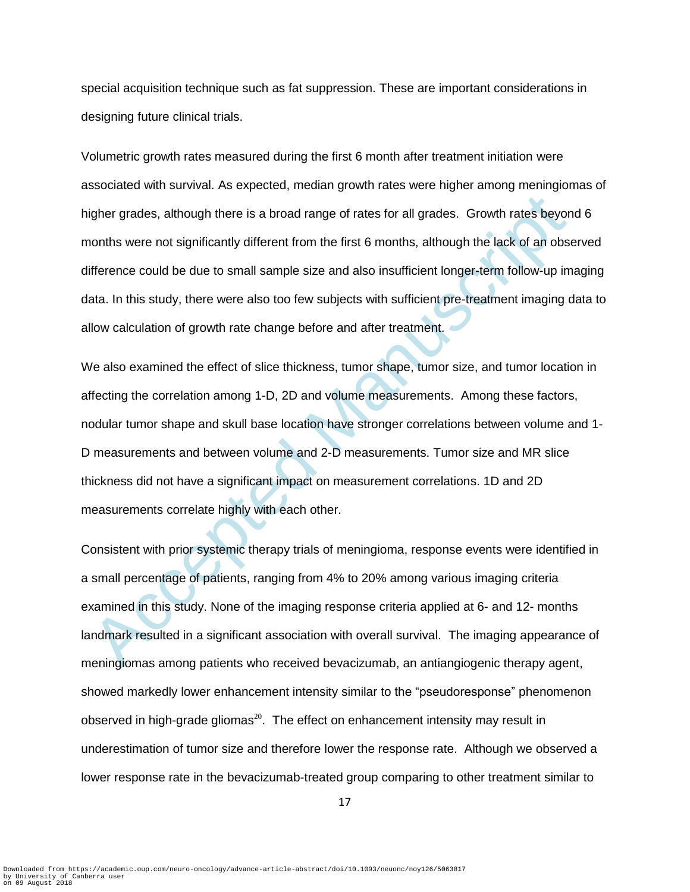special acquisition technique such as fat suppression. These are important considerations in designing future clinical trials.

Volumetric growth rates measured during the first 6 month after treatment initiation were associated with survival. As expected, median growth rates were higher among meningiomas of higher grades, although there is a broad range of rates for all grades. Growth rates beyond 6 months were not significantly different from the first 6 months, although the lack of an observed difference could be due to small sample size and also insufficient longer-term follow-up imaging data. In this study, there were also too few subjects with sufficient pre-treatment imaging data to allow calculation of growth rate change before and after treatment.

We also examined the effect of slice thickness, tumor shape, tumor size, and tumor location in affecting the correlation among 1-D, 2D and volume measurements. Among these factors, nodular tumor shape and skull base location have stronger correlations between volume and 1-D measurements and between volume and 2-D measurements. Tumor size and MR slice thickness did not have a significant impact on measurement correlations. 1D and 2D measurements correlate highly with each other.

Consistent with prior systemic therapy trials of meningioma, response events were identified in a small percentage of patients, ranging from 4% to 20% among various imaging criteria examined in this study. None of the imaging response criteria applied at 6- and 12- months landmark resulted in a significant association with overall survival. The imaging appearance of meningiomas among patients who received bevacizumab, an antiangiogenic therapy agent, showed markedly lower enhancement intensity similar to the "pseudoresponse" phenomenon observed in high-grade gliomas[20]. The effect on enhancement intensity may result in underestimation of tumor size and therefore lower the response rate. Although we observed a lower response rate in the bevacizumab-treated group comparing to other treatment similar to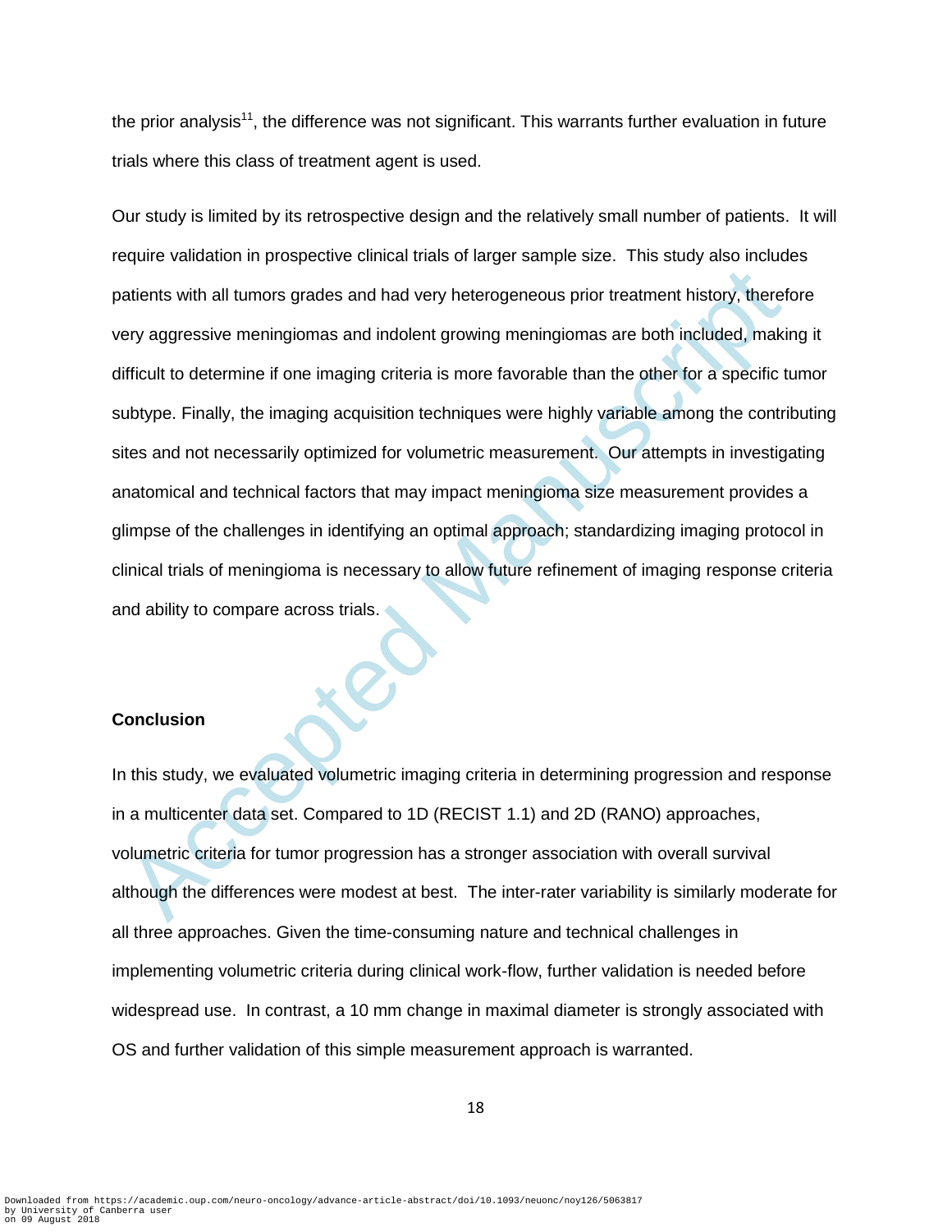the prior analysis[11], the difference was not significant. This warrants further evaluation in future trials where this class of treatment agent is used.

Our study is limited by its retrospective design and the relatively small number of patients. It will require validation in prospective clinical trials of larger sample size. This study also includes patients with all tumors grades and had very heterogeneous prior treatment history, therefore very aggressive meningiomas and indolent growing meningiomas are both included, making it difficult to determine if one imaging criteria is more favorable than the other for a specific tumor subtype. Finally, the imaging acquisition techniques were highly variable among the contributing sites and not necessarily optimized for volumetric measurement. Our attempts in investigating anatomical and technical factors that may impact meningioma size measurement provides a glimpse of the challenges in identifying an optimal approach; standardizing imaging protocol in clinical trials of meningioma is necessary to allow future refinement of imaging response criteria and ability to compare across trials.

## Conclusion

In this study, we evaluated volumetric imaging criteria in determining progression and response in a multicenter data set. Compared to 1D (RECIST 1.1) and 2D (RANO) approaches, volumetric criteria for tumor progression has a stronger association with overall survival although the differences were modest at best. The inter-rater variability is similarly moderate for all three approaches. Given the time-consuming nature and technical challenges in implementing volumetric criteria during clinical work-flow, further validation is needed before widespread use. In contrast, a 10 mm change in maximal diameter is strongly associated with OS and further validation of this simple measurement approach is warranted.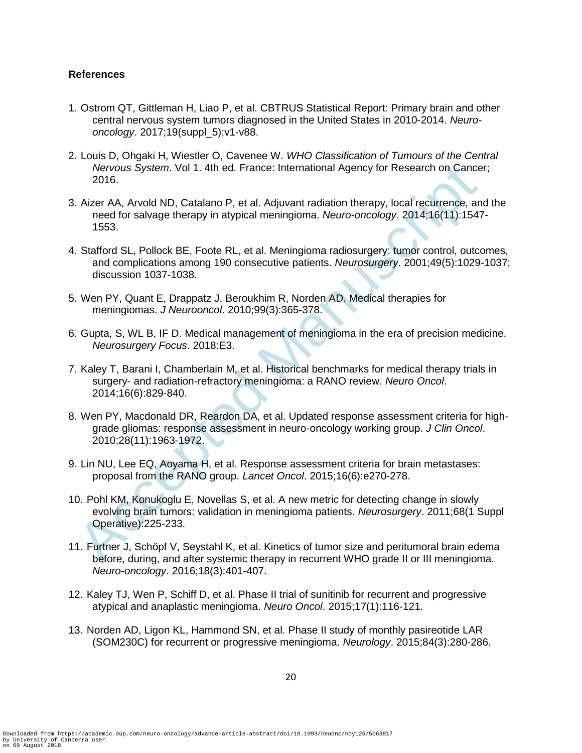**References**

1. Ostrom QT, Gittleman H, Liao P, et al. CBTRUS Statistical Report: Primary brain and other central nervous system tumors diagnosed in the United States in 2010-2014. *Neuro-oncology*. 2017;19(suppl_5):v1-v88.

2. Louis D, Ohgaki H, Wiestler O, Cavenee W. *WHO Classification of Tumours of the Central Nervous System*. Vol 1. 4th ed. France: International Agency for Research on Cancer; 2016.

3. Aizer AA, Arvold ND, Catalano P, et al. Adjuvant radiation therapy, local recurrence, and the need for salvage therapy in atypical meningioma. *Neuro-oncology*. 2014;16(11):1547-1553.

4. Stafford SL, Pollock BE, Foote RL, et al. Meningioma radiosurgery: tumor control, outcomes, and complications among 190 consecutive patients. *Neurosurgery*. 2001;49(5):1029-1037; discussion 1037-1038.

5. Wen PY, Quant E, Drappatz J, Beroukhim R, Norden AD. Medical therapies for meningiomas. *J Neurooncol*. 2010;99(3):365-378.

6. Gupta, S, WL B, IF D. Medical management of meningioma in the era of precision medicine. *Neurosurgery Focus*. 2018:E3.

7. Kaley T, Barani I, Chamberlain M, et al. Historical benchmarks for medical therapy trials in surgery- and radiation-refractory meningioma: a RANO review. *Neuro Oncol*. 2014;16(6):829-840.

8. Wen PY, Macdonald DR, Reardon DA, et al. Updated response assessment criteria for high-grade gliomas: response assessment in neuro-oncology working group. *J Clin Oncol*. 2010;28(11):1963-1972.

9. Lin NU, Lee EQ, Aoyama H, et al. Response assessment criteria for brain metastases: proposal from the RANO group. *Lancet Oncol*. 2015;16(6):e270-278.

10. Pohl KM, Konukoglu E, Novellas S, et al. A new metric for detecting change in slowly evolving brain tumors: validation in meningioma patients. *Neurosurgery*. 2011;68(1 Suppl Operative):225-233.

11. Furtner J, Schöpf V, Seystahl K, et al. Kinetics of tumor size and peritumoral brain edema before, during, and after systemic therapy in recurrent WHO grade II or III meningioma. *Neuro-oncology*. 2016;18(3):401-407.

12. Kaley TJ, Wen P, Schiff D, et al. Phase II trial of sunitinib for recurrent and progressive atypical and anaplastic meningioma. *Neuro Oncol*. 2015;17(1):116-121.

13. Norden AD, Ligon KL, Hammond SN, et al. Phase II study of monthly pasireotide LAR (SOM230C) for recurrent or progressive meningioma. *Neurology*. 2015;84(3):280-286.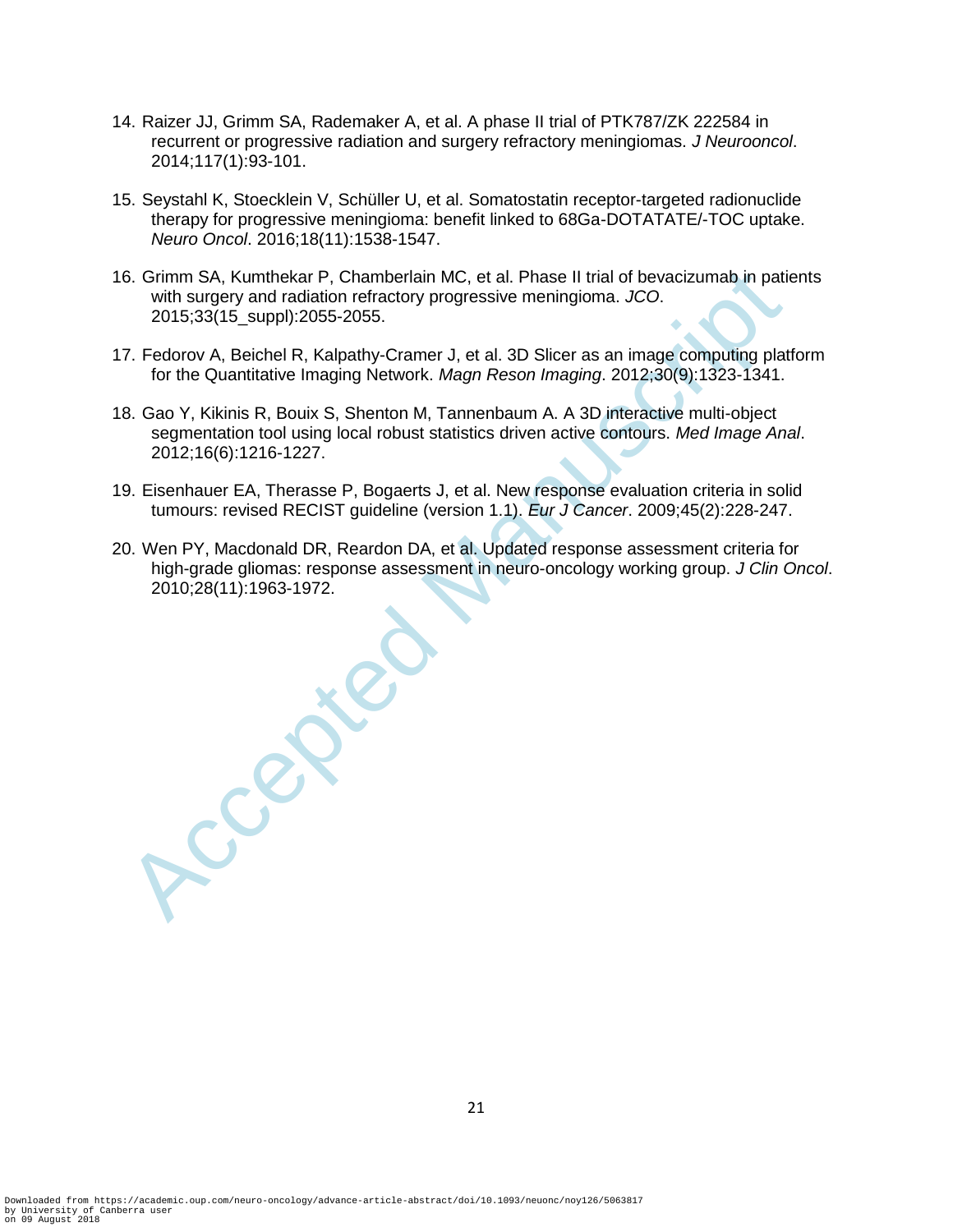14. Raizer JJ, Grimm SA, Rademaker A, et al. A phase II trial of PTK787/ZK 222584 in recurrent or progressive radiation and surgery refractory meningiomas. *J Neurooncol*. 2014;117(1):93-101.

15. Seystahl K, Stoecklein V, Schüller U, et al. Somatostatin receptor-targeted radionuclide therapy for progressive meningioma: benefit linked to 68Ga-DOTATATE/-TOC uptake. *Neuro Oncol*. 2016;18(11):1538-1547.

16. Grimm SA, Kumthekar P, Chamberlain MC, et al. Phase II trial of bevacizumab in patients with surgery and radiation refractory progressive meningioma. *JCO*. 2015;33(15_suppl):2055-2055.

17. Fedorov A, Beichel R, Kalpathy-Cramer J, et al. 3D Slicer as an image computing platform for the Quantitative Imaging Network. *Magn Reson Imaging*. 2012;30(9):1323-1341.

18. Gao Y, Kikinis R, Bouix S, Shenton M, Tannenbaum A. A 3D interactive multi-object segmentation tool using local robust statistics driven active contours. *Med Image Anal*. 2012;16(6):1216-1227.

19. Eisenhauer EA, Therasse P, Bogaerts J, et al. New response evaluation criteria in solid tumours: revised RECIST guideline (version 1.1). *Eur J Cancer*. 2009;45(2):228-247.

20. Wen PY, Macdonald DR, Reardon DA, et al. Updated response assessment criteria for high-grade gliomas: response assessment in neuro-oncology working group. *J Clin Oncol*. 2010;28(11):1963-1972.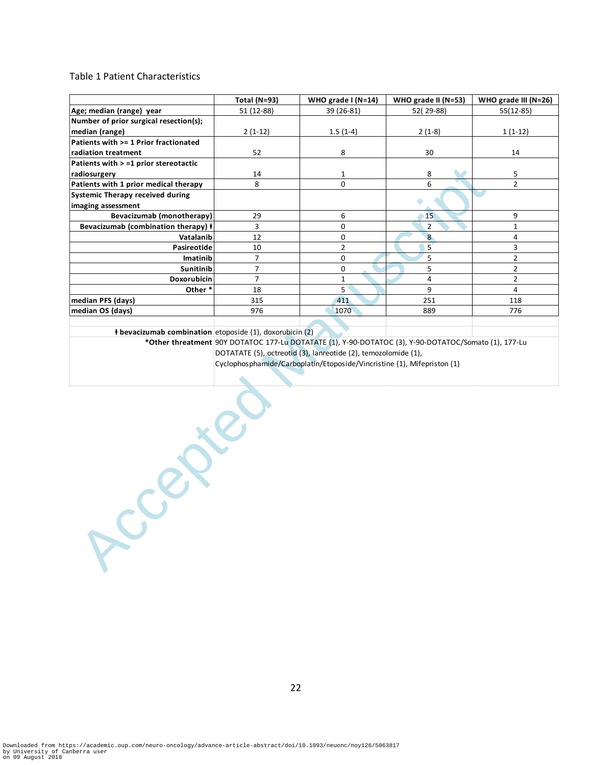Table 1 Patient Characteristics

| | Total (N=93) | WHO grade I (N=14) | WHO grade II (N=53) | WHO grade III (N=26) |
|---|---|---|---|---|
| **Age; median (range) year** | 51 (12-88) | 39 (26-81) | 52( 29-88) | 55(12-85) |
| **Number of prior surgical resection(s); median (range)** | 2 (1-12) | 1.5 (1-4) | 2 (1-8) | 1 (1-12) |
| **Patients with >= 1 Prior fractionated radiation treatment** | 52 | 8 | 30 | 14 |
| **Patients with > =1 prior stereotactic radiosurgery** | 14 | 1 | 8 | 5 |
| **Patients with 1 prior medical therapy** | 8 | 0 | 6 | 2 |
| **Systemic Therapy received during imaging assessment** | | | | |
| **Bevacizumab (monotherapy)** | 29 | 6 | 15 | 9 |
| **Bevacizumab (combination therapy) ł** | 3 | 0 | 2 | 1 |
| **Vatalanib** | 12 | 0 | 8 | 4 |
| **Pasireotide** | 10 | 2 | 5 | 3 |
| **Imatinib** | 7 | 0 | 5 | 2 |
| **Sunitinib** | 7 | 0 | 5 | 2 |
| **Doxorubicin** | 7 | 1 | 4 | 2 |
| **Other *** | 18 | 5 | 9 | 4 |
| **median PFS (days)** | 315 | 411 | 251 | 118 |
| **median OS (days)** | 976 | 1070 | 889 | 776 |

**ł bevacizumab combination** etoposide (1), doxorubicin (2)

***Other threatment** 90Y DOTATOC 177-Lu DOTATATE (1), Y-90-DOTATOC (3), Y-90-DOTATOC/Somato (1), 177-Lu DOTATATE (5), octreotid (3), lanreotide (2), temozolomide (1), Cyclophosphamide/Carboplatin/Etoposide/Vincristine (1), Mifepriston (1)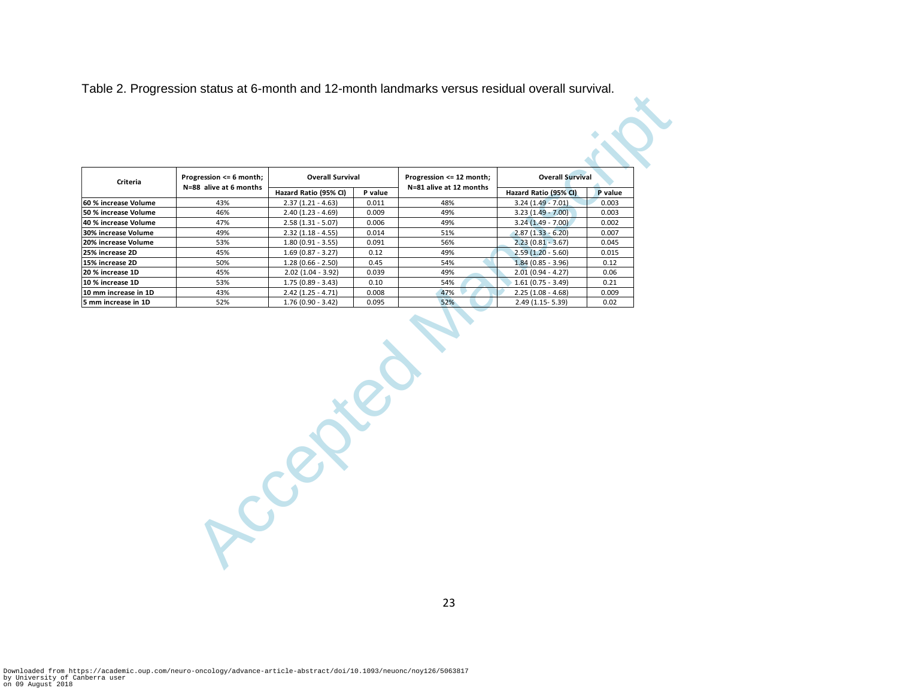Table 2. Progression status at 6-month and 12-month landmarks versus residual overall survival.

| Criteria | Progression <= 6 month; N=88 alive at 6 months | Overall Survival | | Progression <= 12 month; N=81 alive at 12 months | Overall Survival | |
|---|---|---|---|---|---|---|
| | | Hazard Ratio (95% CI) | P value | | Hazard Ratio (95% CI) | P value |
| **60 % increase Volume** | 43% | 2.37 (1.21 - 4.63) | 0.011 | 48% | 3.24 (1.49 - 7.01) | 0.003 |
| **50 % increase Volume** | 46% | 2.40 (1.23 - 4.69) | 0.009 | 49% | 3.23 (1.49 - 7.00) | 0.003 |
| **40 % increase Volume** | 47% | 2.58 (1.31 - 5.07) | 0.006 | 49% | 3.24 (1.49 - 7.00) | 0.002 |
| **30% increase Volume** | 49% | 2.32 (1.18 - 4.55) | 0.014 | 51% | 2.87 (1.33 - 6.20) | 0.007 |
| **20% increase Volume** | 53% | 1.80 (0.91 - 3.55) | 0.091 | 56% | 2.23 (0.81 - 3.67) | 0.045 |
| **25% increase 2D** | 45% | 1.69 (0.87 - 3.27) | 0.12 | 49% | 2.59 (1.20 - 5.60) | 0.015 |
| **15% increase 2D** | 50% | 1.28 (0.66 - 2.50) | 0.45 | 54% | 1.84 (0.85 - 3.96) | 0.12 |
| **20 % increase 1D** | 45% | 2.02 (1.04 - 3.92) | 0.039 | 49% | 2.01 (0.94 - 4.27) | 0.06 |
| **10 % increase 1D** | 53% | 1.75 (0.89 - 3.43) | 0.10 | 54% | 1.61 (0.75 - 3.49) | 0.21 |
| **10 mm increase in 1D** | 43% | 2.42 (1.25 - 4.71) | 0.008 | 47% | 2.25 (1.08 - 4.68) | 0.009 |
| **5 mm increase in 1D** | 52% | 1.76 (0.90 - 3.42) | 0.095 | 52% | 2.49 (1.15- 5.39) | 0.02 |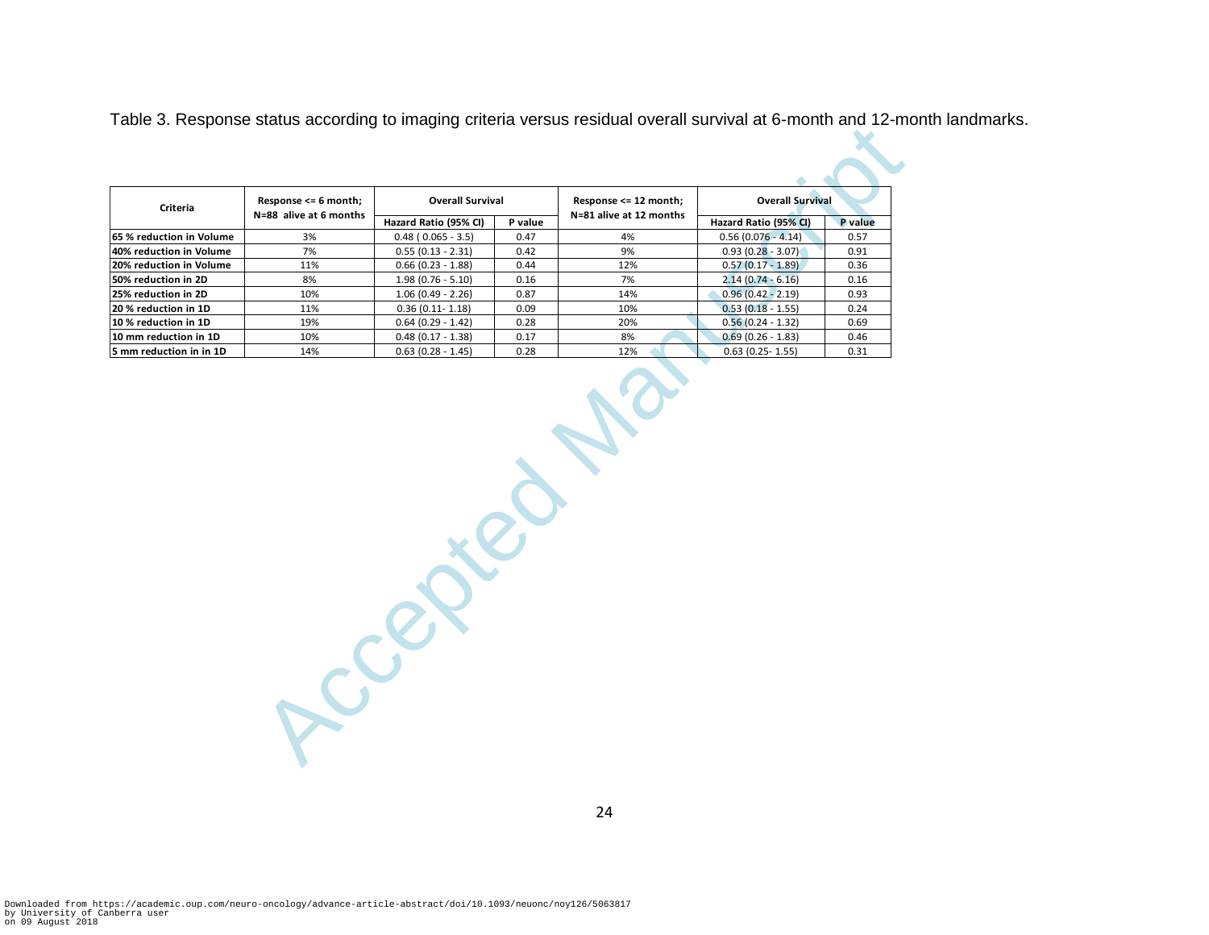Table 3. Response status according to imaging criteria versus residual overall survival at 6-month and 12-month landmarks.

| Criteria | Response <= 6 month; N=88 alive at 6 months | Overall Survival | | Response <= 12 month; N=81 alive at 12 months | Overall Survival | |
|---|---|---|---|---|---|---|
| | | Hazard Ratio (95% CI) | P value | | Hazard Ratio (95% CI) | P value |
| 65 % reduction in Volume | 3% | 0.48 ( 0.065 - 3.5) | 0.47 | 4% | 0.56 (0.076 - 4.14) | 0.57 |
| 40% reduction in Volume | 7% | 0.55 (0.13 - 2.31) | 0.42 | 9% | 0.93 (0.28 - 3.07) | 0.91 |
| 20% reduction in Volume | 11% | 0.66 (0.23 - 1.88) | 0.44 | 12% | 0.57 (0.17 - 1.89) | 0.36 |
| 50% reduction in 2D | 8% | 1.98 (0.76 - 5.10) | 0.16 | 7% | 2.14 (0.74 - 6.16) | 0.16 |
| 25% reduction in 2D | 10% | 1.06 (0.49 - 2.26) | 0.87 | 14% | 0.96 (0.42 - 2.19) | 0.93 |
| 20 % reduction in 1D | 11% | 0.36 (0.11- 1.18) | 0.09 | 10% | 0.53 (0.18 - 1.55) | 0.24 |
| 10 % reduction in 1D | 19% | 0.64 (0.29 - 1.42) | 0.28 | 20% | 0.56 (0.24 - 1.32) | 0.69 |
| 10 mm reduction in 1D | 10% | 0.48 (0.17 - 1.38) | 0.17 | 8% | 0.69 (0.26 - 1.83) | 0.46 |
| 5 mm reduction in in 1D | 14% | 0.63 (0.28 - 1.45) | 0.28 | 12% | 0.63 (0.25- 1.55) | 0.31 |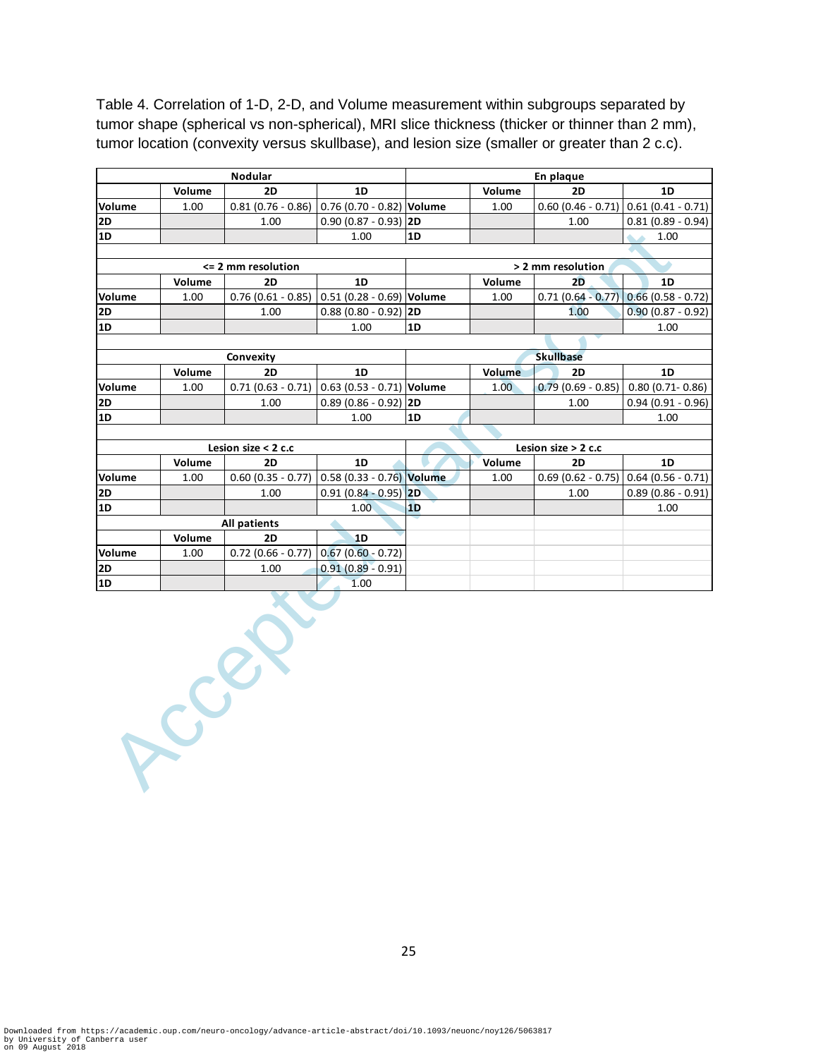Table 4. Correlation of 1-D, 2-D, and Volume measurement within subgroups separated by tumor shape (spherical vs non-spherical), MRI slice thickness (thicker or thinner than 2 mm), tumor location (convexity versus skullbase), and lesion size (smaller or greater than 2 c.c).

| Nodular | | | | En plaque | | | |
|---|---|---|---|---|---|---|---|
| | Volume | 2D | 1D | | Volume | 2D | 1D |
| **Volume** | 1.00 | 0.81 (0.76 - 0.86) | 0.76 (0.70 - 0.82) | **Volume** | 1.00 | 0.60 (0.46 - 0.71) | 0.61 (0.41 - 0.71) |
| **2D** | | 1.00 | 0.90 (0.87 - 0.93) | **2D** | | 1.00 | 0.81 (0.89 - 0.94) |
| **1D** | | | 1.00 | **1D** | | | 1.00 |
| | | | | | | | |
| **<= 2 mm resolution** | | | | **> 2 mm resolution** | | | |
| | Volume | 2D | 1D | | Volume | 2D | 1D |
| **Volume** | 1.00 | 0.76 (0.61 - 0.85) | 0.51 (0.28 - 0.69) | **Volume** | 1.00 | 0.71 (0.64 - 0.77) | 0.66 (0.58 - 0.72) |
| **2D** | | 1.00 | 0.88 (0.80 - 0.92) | **2D** | | 1.00 | 0.90 (0.87 - 0.92) |
| **1D** | | | 1.00 | **1D** | | | 1.00 |
| | | | | | | | |
| **Convexity** | | | | **Skullbase** | | | |
| | Volume | 2D | 1D | | Volume | 2D | 1D |
| **Volume** | 1.00 | 0.71 (0.63 - 0.71) | 0.63 (0.53 - 0.71) | **Volume** | 1.00 | 0.79 (0.69 - 0.85) | 0.80 (0.71- 0.86) |
| **2D** | | 1.00 | 0.89 (0.86 - 0.92) | **2D** | | 1.00 | 0.94 (0.91 - 0.96) |
| **1D** | | | 1.00 | **1D** | | | 1.00 |
| | | | | | | | |
| **Lesion size < 2 c.c** | | | | **Lesion size > 2 c.c** | | | |
| | Volume | 2D | 1D | | Volume | 2D | 1D |
| **Volume** | 1.00 | 0.60 (0.35 - 0.77) | 0.58 (0.33 - 0.76) | **Volume** | 1.00 | 0.69 (0.62 - 0.75) | 0.64 (0.56 - 0.71) |
| **2D** | | 1.00 | 0.91 (0.84 - 0.95) | **2D** | | 1.00 | 0.89 (0.86 - 0.91) |
| **1D** | | | 1.00 | **1D** | | | 1.00 |
| **All patients** | | | | | | | |
| | Volume | 2D | 1D | | | | |
| **Volume** | 1.00 | 0.72 (0.66 - 0.77) | 0.67 (0.60 - 0.72) | | | | |
| **2D** | | 1.00 | 0.91 (0.89 - 0.91) | | | | |
| **1D** | | | 1.00 | | | | |